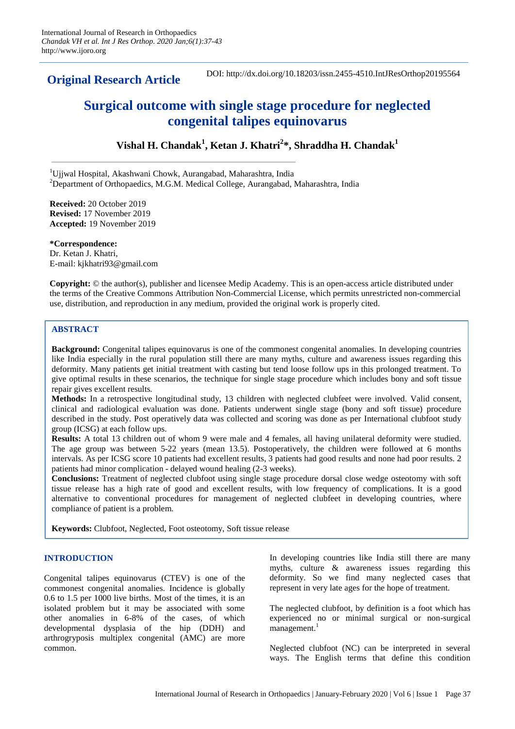**Original Research Article**

DOI: http://dx.doi.org/10.18203/issn.2455-4510.IntJResOrthop20195564

# Surgical outcome with single stage procedure for neglected congenital talipes equinovarus

**Vishal H. Chandak[1], Ketan J. Khatri[2]*, Shraddha H. Chandak[1]**

[1]Ujjwal Hospital, Akashwani Chowk, Aurangabad, Maharashtra, India
[2]Department of Orthopaedics, M.G.M. Medical College, Aurangabad, Maharashtra, India

**Received:** 20 October 2019
**Revised:** 17 November 2019
**Accepted:** 19 November 2019

***Correspondence:**
Dr. Ketan J. Khatri,
E-mail: kjkhatri93@gmail.com

**Copyright:** © the author(s), publisher and licensee Medip Academy. This is an open-access article distributed under the terms of the Creative Commons Attribution Non-Commercial License, which permits unrestricted non-commercial use, distribution, and reproduction in any medium, provided the original work is properly cited.

## ABSTRACT

**Background:** Congenital talipes equinovarus is one of the commonest congenital anomalies. In developing countries like India especially in the rural population still there are many myths, culture and awareness issues regarding this deformity. Many patients get initial treatment with casting but tend loose follow ups in this prolonged treatment. To give optimal results in these scenarios, the technique for single stage procedure which includes bony and soft tissue repair gives excellent results.

**Methods:** In a retrospective longitudinal study, 13 children with neglected clubfeet were involved. Valid consent, clinical and radiological evaluation was done. Patients underwent single stage (bony and soft tissue) procedure described in the study. Post operatively data was collected and scoring was done as per International clubfoot study group (ICSG) at each follow ups.

**Results:** A total 13 children out of whom 9 were male and 4 females, all having unilateral deformity were studied. The age group was between 5-22 years (mean 13.5). Postoperatively, the children were followed at 6 months intervals. As per ICSG score 10 patients had excellent results, 3 patients had good results and none had poor results. 2 patients had minor complication - delayed wound healing (2-3 weeks).

**Conclusions:** Treatment of neglected clubfoot using single stage procedure dorsal close wedge osteotomy with soft tissue release has a high rate of good and excellent results, with low frequency of complications. It is a good alternative to conventional procedures for management of neglected clubfeet in developing countries, where compliance of patient is a problem.

**Keywords:** Clubfoot, Neglected, Foot osteotomy, Soft tissue release

## INTRODUCTION

Congenital talipes equinovarus (CTEV) is one of the commonest congenital anomalies. Incidence is globally 0.6 to 1.5 per 1000 live births. Most of the times, it is an isolated problem but it may be associated with some other anomalies in 6-8% of the cases, of which developmental dysplasia of the hip (DDH) and arthrogryposis multiplex congenital (AMC) are more common.

In developing countries like India still there are many myths, culture & awareness issues regarding this deformity. So we find many neglected cases that represent in very late ages for the hope of treatment.

The neglected clubfoot, by definition is a foot which has experienced no or minimal surgical or non-surgical management.[1]

Neglected clubfoot (NC) can be interpreted in several ways. The English terms that define this condition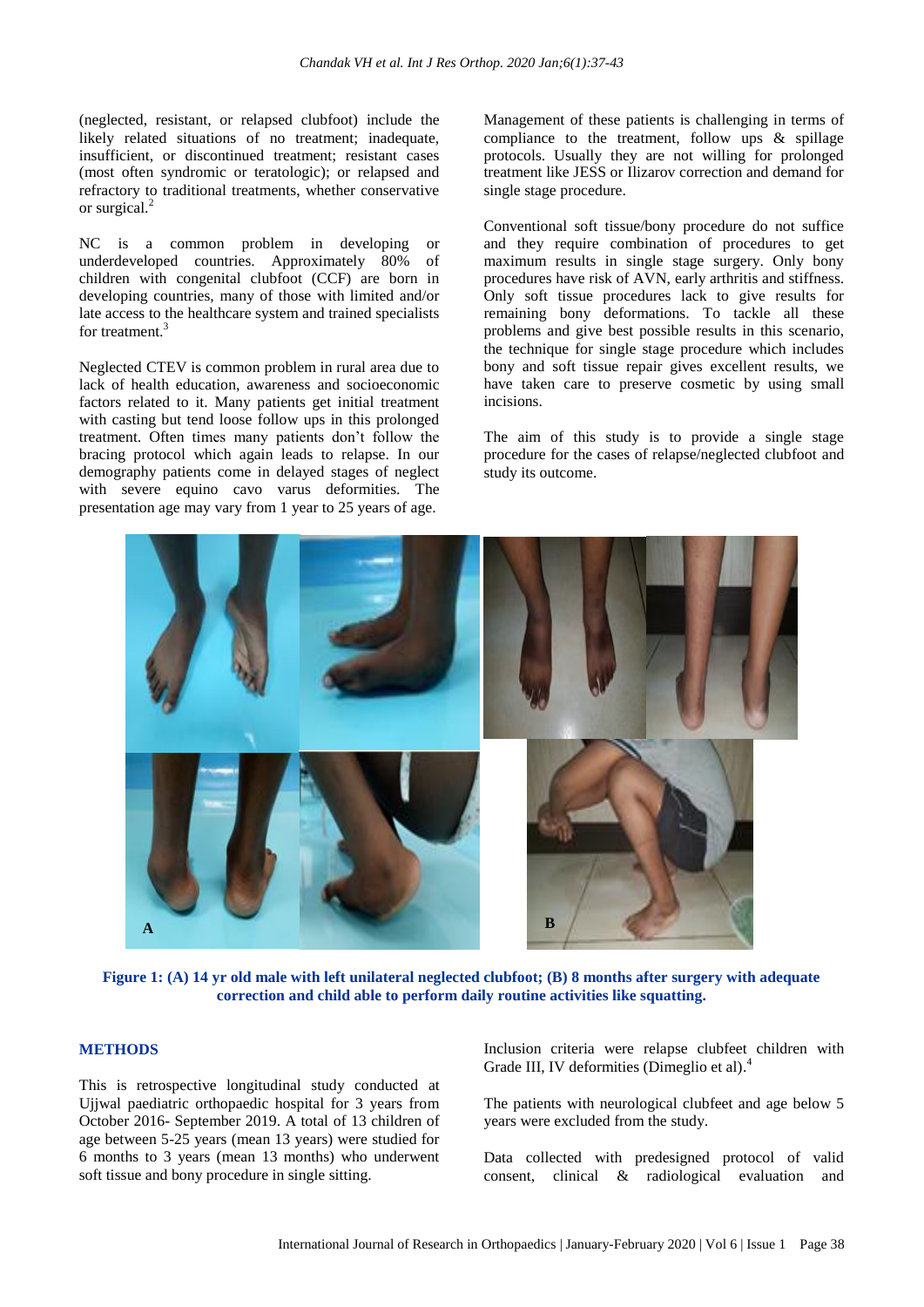(neglected, resistant, or relapsed clubfoot) include the likely related situations of no treatment; inadequate, insufficient, or discontinued treatment; resistant cases (most often syndromic or teratologic); or relapsed and refractory to traditional treatments, whether conservative or surgical.[2]

NC is a common problem in developing or underdeveloped countries. Approximately 80% of children with congenital clubfoot (CCF) are born in developing countries, many of those with limited and/or late access to the healthcare system and trained specialists for treatment.[3]

Neglected CTEV is common problem in rural area due to lack of health education, awareness and socioeconomic factors related to it. Many patients get initial treatment with casting but tend loose follow ups in this prolonged treatment. Often times many patients don't follow the bracing protocol which again leads to relapse. In our demography patients come in delayed stages of neglect with severe equino cavo varus deformities. The presentation age may vary from 1 year to 25 years of age.

Management of these patients is challenging in terms of compliance to the treatment, follow ups & spillage protocols. Usually they are not willing for prolonged treatment like JESS or Ilizarov correction and demand for single stage procedure.

Conventional soft tissue/bony procedure do not suffice and they require combination of procedures to get maximum results in single stage surgery. Only bony procedures have risk of AVN, early arthritis and stiffness. Only soft tissue procedures lack to give results for remaining bony deformations. To tackle all these problems and give best possible results in this scenario, the technique for single stage procedure which includes bony and soft tissue repair gives excellent results, we have taken care to preserve cosmetic by using small incisions.

The aim of this study is to provide a single stage procedure for the cases of relapse/neglected clubfoot and study its outcome.

**Figure 1: (A) 14 yr old male with left unilateral neglected clubfoot; (B) 8 months after surgery with adequate correction and child able to perform daily routine activities like squatting.**

## METHODS

This is retrospective longitudinal study conducted at Ujjwal paediatric orthopaedic hospital for 3 years from October 2016- September 2019. A total of 13 children of age between 5-25 years (mean 13 years) were studied for 6 months to 3 years (mean 13 months) who underwent soft tissue and bony procedure in single sitting.

Inclusion criteria were relapse clubfeet children with Grade III, IV deformities (Dimeglio et al).[4]

The patients with neurological clubfeet and age below 5 years were excluded from the study.

Data collected with predesigned protocol of valid consent, clinical & radiological evaluation and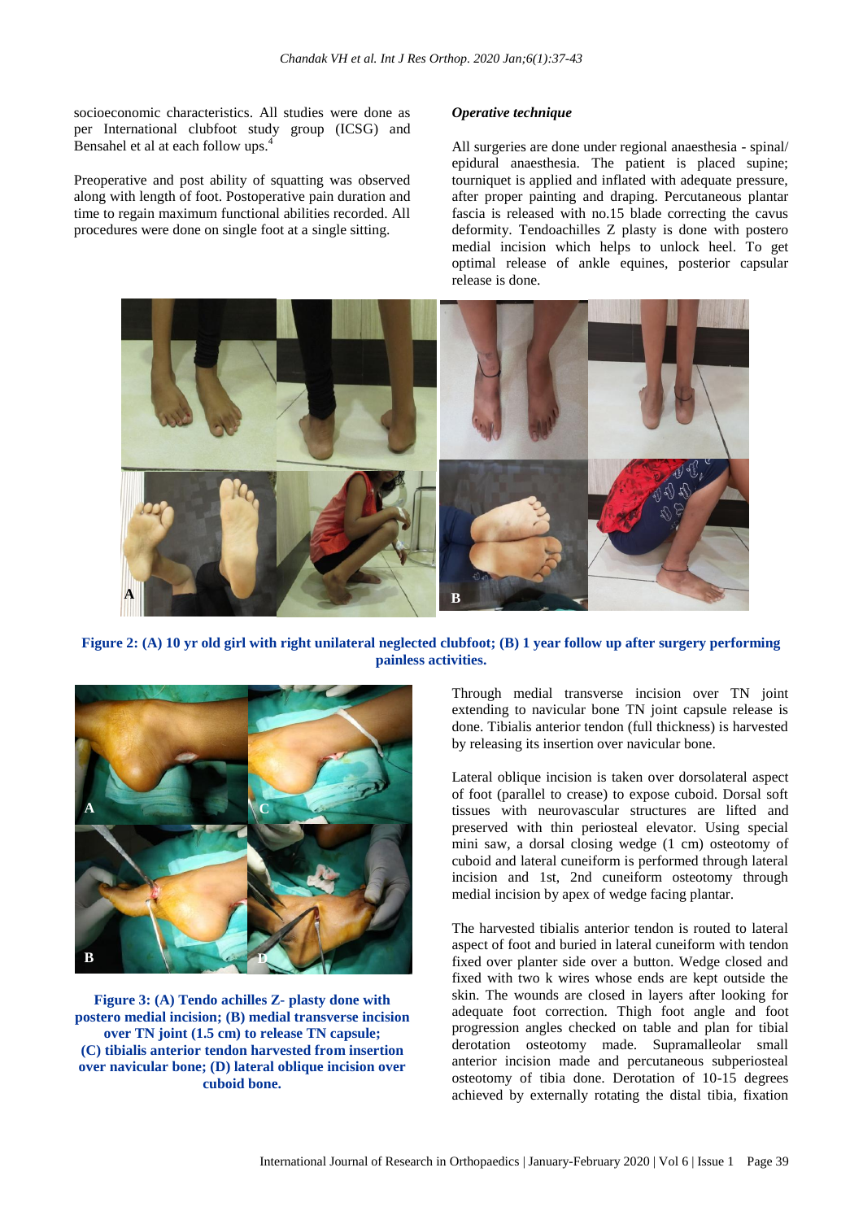socioeconomic characteristics. All studies were done as per International clubfoot study group (ICSG) and Bensahel et al at each follow ups.[4]

Preoperative and post ability of squatting was observed along with length of foot. Postoperative pain duration and time to regain maximum functional abilities recorded. All procedures were done on single foot at a single sitting.

***Operative technique***

All surgeries are done under regional anaesthesia - spinal/ epidural anaesthesia. The patient is placed supine; tourniquet is applied and inflated with adequate pressure, after proper painting and draping. Percutaneous plantar fascia is released with no.15 blade correcting the cavus deformity. Tendoachilles Z plasty is done with postero medial incision which helps to unlock heel. To get optimal release of ankle equines, posterior capsular release is done.

**Figure 2: (A) 10 yr old girl with right unilateral neglected clubfoot; (B) 1 year follow up after surgery performing painless activities.**

**Figure 3: (A) Tendo achilles Z- plasty done with postero medial incision; (B) medial transverse incision over TN joint (1.5 cm) to release TN capsule; (C) tibialis anterior tendon harvested from insertion over navicular bone; (D) lateral oblique incision over cuboid bone.**

Through medial transverse incision over TN joint extending to navicular bone TN joint capsule release is done. Tibialis anterior tendon (full thickness) is harvested by releasing its insertion over navicular bone.

Lateral oblique incision is taken over dorsolateral aspect of foot (parallel to crease) to expose cuboid. Dorsal soft tissues with neurovascular structures are lifted and preserved with thin periosteal elevator. Using special mini saw, a dorsal closing wedge (1 cm) osteotomy of cuboid and lateral cuneiform is performed through lateral incision and 1st, 2nd cuneiform osteotomy through medial incision by apex of wedge facing plantar.

The harvested tibialis anterior tendon is routed to lateral aspect of foot and buried in lateral cuneiform with tendon fixed over planter side over a button. Wedge closed and fixed with two k wires whose ends are kept outside the skin. The wounds are closed in layers after looking for adequate foot correction. Thigh foot angle and foot progression angles checked on table and plan for tibial derotation osteotomy made. Supramalleolar small anterior incision made and percutaneous subperiosteal osteotomy of tibia done. Derotation of 10-15 degrees achieved by externally rotating the distal tibia, fixation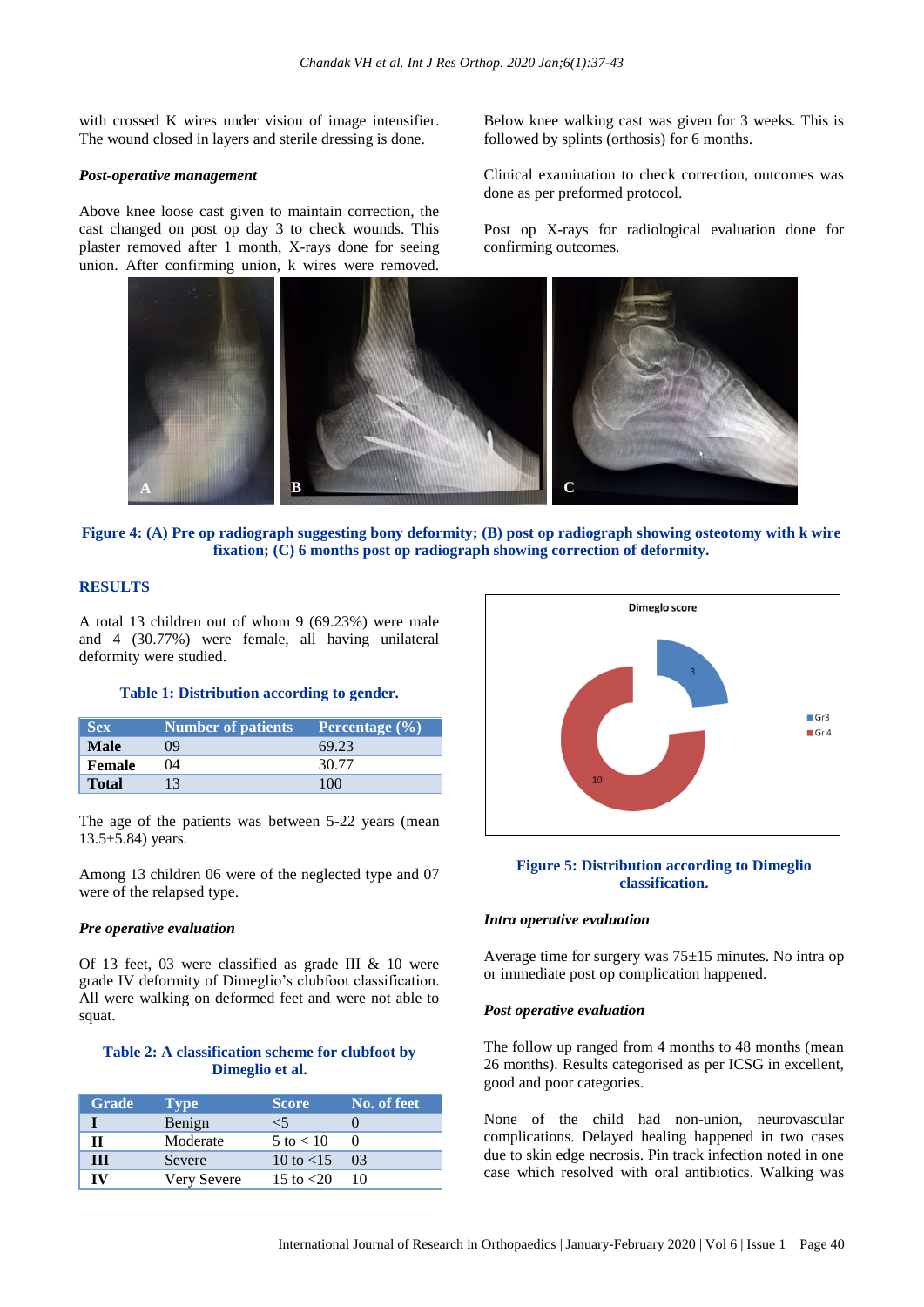with crossed K wires under vision of image intensifier. The wound closed in layers and sterile dressing is done.

### *Post-operative management*

Above knee loose cast given to maintain correction, the cast changed on post op day 3 to check wounds. This plaster removed after 1 month, X-rays done for seeing union. After confirming union, k wires were removed. Below knee walking cast was given for 3 weeks. This is followed by splints (orthosis) for 6 months.

Clinical examination to check correction, outcomes was done as per preformed protocol.

Post op X-rays for radiological evaluation done for confirming outcomes.

**Figure 4: (A) Pre op radiograph suggesting bony deformity; (B) post op radiograph showing osteotomy with k wire fixation; (C) 6 months post op radiograph showing correction of deformity.**

## RESULTS

A total 13 children out of whom 9 (69.23%) were male and 4 (30.77%) were female, all having unilateral deformity were studied.

**Table 1: Distribution according to gender.**

| Sex | Number of patients | Percentage (%) |
|---|---|---|
| **Male** | 09 | 69.23 |
| **Female** | 04 | 30.77 |
| **Total** | 13 | 100 |

The age of the patients was between 5-22 years (mean 13.5±5.84) years.

Among 13 children 06 were of the neglected type and 07 were of the relapsed type.

### *Pre operative evaluation*

Of 13 feet, 03 were classified as grade III & 10 were grade IV deformity of Dimeglio's clubfoot classification. All were walking on deformed feet and were not able to squat.

**Table 2: A classification scheme for clubfoot by Dimeglio et al.**

| Grade | Type | Score | No. of feet |
|---|---|---|---|
| **I** | Benign | <5 | 0 |
| **II** | Moderate | 5 to < 10 | 0 |
| **III** | Severe | 10 to <15 | 03 |
| **IV** | Very Severe | 15 to <20 | 10 |

**Figure 5: Distribution according to Dimeglio classification.**

### *Intra operative evaluation*

Average time for surgery was 75±15 minutes. No intra op or immediate post op complication happened.

### *Post operative evaluation*

The follow up ranged from 4 months to 48 months (mean 26 months). Results categorised as per ICSG in excellent, good and poor categories.

None of the child had non-union, neurovascular complications. Delayed healing happened in two cases due to skin edge necrosis. Pin track infection noted in one case which resolved with oral antibiotics. Walking was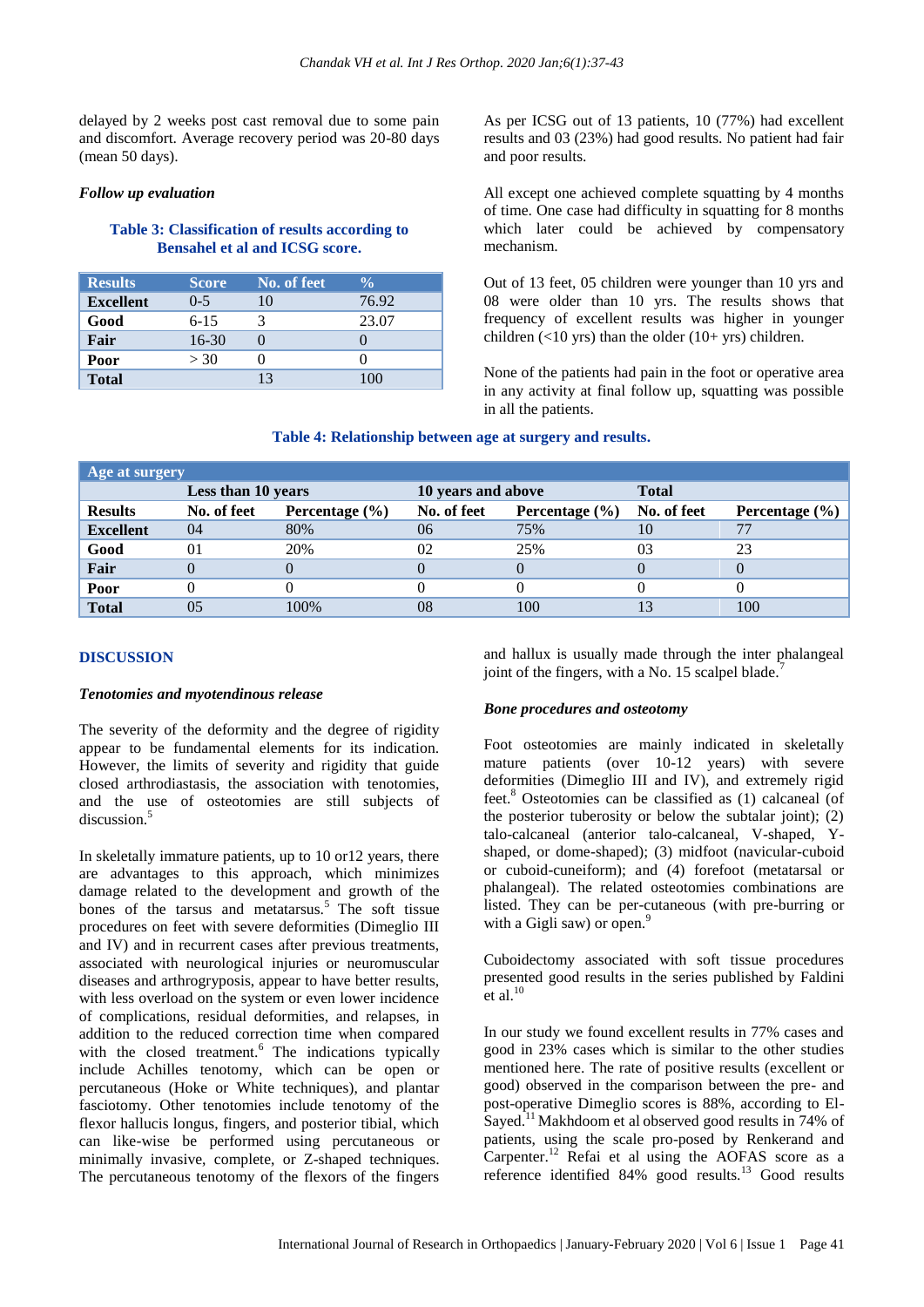delayed by 2 weeks post cast removal due to some pain and discomfort. Average recovery period was 20-80 days (mean 50 days).

### *Follow up evaluation*

**Table 3: Classification of results according to Bensahel et al and ICSG score.**

| Results | Score | No. of feet | % |
|---|---|---|---|
| **Excellent** | 0-5 | 10 | 76.92 |
| **Good** | 6-15 | 3 | 23.07 |
| **Fair** | 16-30 | 0 | 0 |
| **Poor** | > 30 | 0 | 0 |
| **Total** | | 13 | 100 |

As per ICSG out of 13 patients, 10 (77%) had excellent results and 03 (23%) had good results. No patient had fair and poor results.

All except one achieved complete squatting by 4 months of time. One case had difficulty in squatting for 8 months which later could be achieved by compensatory mechanism.

Out of 13 feet, 05 children were younger than 10 yrs and 08 were older than 10 yrs. The results shows that frequency of excellent results was higher in younger children (<10 yrs) than the older (10+ yrs) children.

None of the patients had pain in the foot or operative area in any activity at final follow up, squatting was possible in all the patients.

**Table 4: Relationship between age at surgery and results.**

| Age at surgery | | | | | | |
|---|---|---|---|---|---|---|
| | Less than 10 years | | 10 years and above | | Total | |
| **Results** | **No. of feet** | **Percentage (%)** | **No. of feet** | **Percentage (%)** | **No. of feet** | **Percentage (%)** |
| **Excellent** | 04 | 80% | 06 | 75% | 10 | 77 |
| **Good** | 01 | 20% | 02 | 25% | 03 | 23 |
| **Fair** | 0 | 0 | 0 | 0 | 0 | 0 |
| **Poor** | 0 | 0 | 0 | 0 | 0 | 0 |
| **Total** | 05 | 100% | 08 | 100 | 13 | 100 |

## DISCUSSION

### *Tenotomies and myotendinous release*

The severity of the deformity and the degree of rigidity appear to be fundamental elements for its indication. However, the limits of severity and rigidity that guide closed arthrodiastasis, the association with tenotomies, and the use of osteotomies are still subjects of discussion.[5]

In skeletally immature patients, up to 10 or12 years, there are advantages to this approach, which minimizes damage related to the development and growth of the bones of the tarsus and metatarsus.[5] The soft tissue procedures on feet with severe deformities (Dimeglio III and IV) and in recurrent cases after previous treatments, associated with neurological injuries or neuromuscular diseases and arthrogryposis, appear to have better results, with less overload on the system or even lower incidence of complications, residual deformities, and relapses, in addition to the reduced correction time when compared with the closed treatment.[6] The indications typically include Achilles tenotomy, which can be open or percutaneous (Hoke or White techniques), and plantar fasciotomy. Other tenotomies include tenotomy of the flexor hallucis longus, fingers, and posterior tibial, which can like-wise be performed using percutaneous or minimally invasive, complete, or Z-shaped techniques. The percutaneous tenotomy of the flexors of the fingers and hallux is usually made through the inter phalangeal joint of the fingers, with a No. 15 scalpel blade.[7]

### *Bone procedures and osteotomy*

Foot osteotomies are mainly indicated in skeletally mature patients (over 10-12 years) with severe deformities (Dimeglio III and IV), and extremely rigid feet.[8] Osteotomies can be classified as (1) calcaneal (of the posterior tuberosity or below the subtalar joint); (2) talo-calcaneal (anterior talo-calcaneal, V-shaped, Y-shaped, or dome-shaped); (3) midfoot (navicular-cuboid or cuboid-cuneiform); and (4) forefoot (metatarsal or phalangeal). The related osteotomies combinations are listed. They can be per-cutaneous (with pre-burring or with a Gigli saw) or open.[9]

Cuboidectomy associated with soft tissue procedures presented good results in the series published by Faldini et al.[10]

In our study we found excellent results in 77% cases and good in 23% cases which is similar to the other studies mentioned here. The rate of positive results (excellent or good) observed in the comparison between the pre- and post-operative Dimeglio scores is 88%, according to El-Sayed.[11] Makhdoom et al observed good results in 74% of patients, using the scale pro-posed by Renkerand and Carpenter.[12] Refai et al using the AOFAS score as a reference identified 84% good results.[13] Good results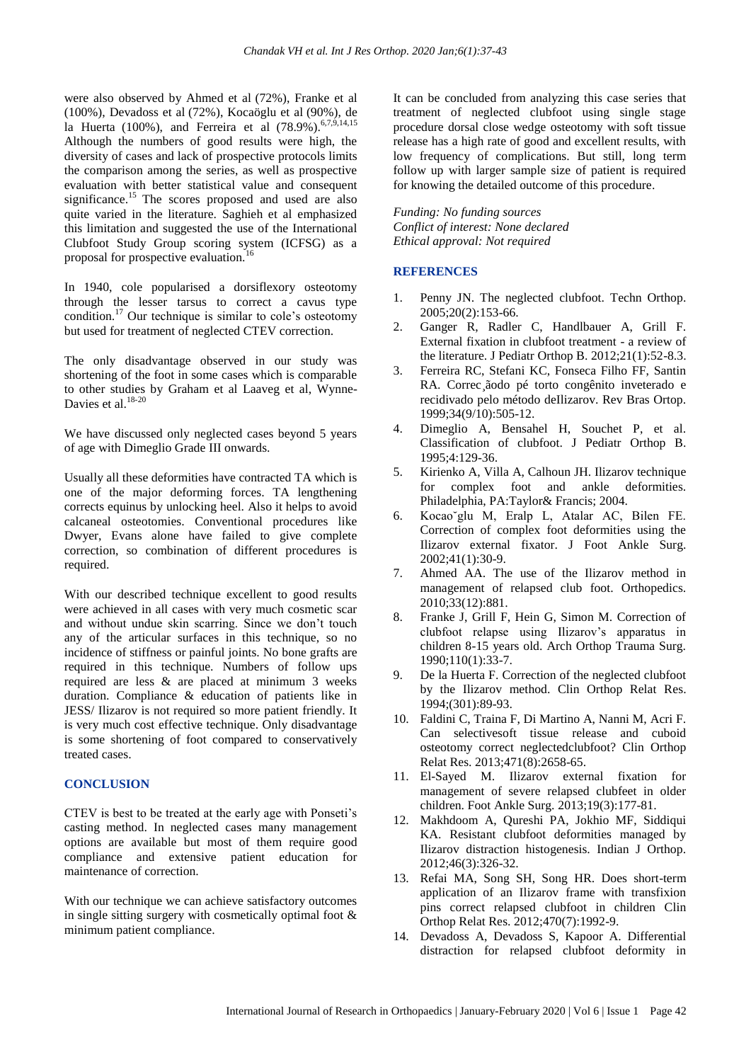were also observed by Ahmed et al (72%), Franke et al (100%), Devadoss et al (72%), Kocaöglu et al (90%), de la Huerta (100%), and Ferreira et al (78.9%).[6,7,9,14,15] Although the numbers of good results were high, the diversity of cases and lack of prospective protocols limits the comparison among the series, as well as prospective evaluation with better statistical value and consequent significance.[15] The scores proposed and used are also quite varied in the literature. Saghieh et al emphasized this limitation and suggested the use of the International Clubfoot Study Group scoring system (ICFSG) as a proposal for prospective evaluation.[16]

In 1940, cole popularised a dorsiflexory osteotomy through the lesser tarsus to correct a cavus type condition.[17] Our technique is similar to cole's osteotomy but used for treatment of neglected CTEV correction.

The only disadvantage observed in our study was shortening of the foot in some cases which is comparable to other studies by Graham et al Laaveg et al, Wynne-Davies et al.[18-20]

We have discussed only neglected cases beyond 5 years of age with Dimeglio Grade III onwards.

Usually all these deformities have contracted TA which is one of the major deforming forces. TA lengthening corrects equinus by unlocking heel. Also it helps to avoid calcaneal osteotomies. Conventional procedures like Dwyer, Evans alone have failed to give complete correction, so combination of different procedures is required.

With our described technique excellent to good results were achieved in all cases with very much cosmetic scar and without undue skin scarring. Since we don't touch any of the articular surfaces in this technique, so no incidence of stiffness or painful joints. No bone grafts are required in this technique. Numbers of follow ups required are less & are placed at minimum 3 weeks duration. Compliance & education of patients like in JESS/ Ilizarov is not required so more patient friendly. It is very much cost effective technique. Only disadvantage is some shortening of foot compared to conservatively treated cases.

## CONCLUSION

CTEV is best to be treated at the early age with Ponseti's casting method. In neglected cases many management options are available but most of them require good compliance and extensive patient education for maintenance of correction.

With our technique we can achieve satisfactory outcomes in single sitting surgery with cosmetically optimal foot & minimum patient compliance.

It can be concluded from analyzing this case series that treatment of neglected clubfoot using single stage procedure dorsal close wedge osteotomy with soft tissue release has a high rate of good and excellent results, with low frequency of complications. But still, long term follow up with larger sample size of patient is required for knowing the detailed outcome of this procedure.

*Funding: No funding sources*
*Conflict of interest: None declared*
*Ethical approval: Not required*

## REFERENCES

1. Penny JN. The neglected clubfoot. Techn Orthop. 2005;20(2):153-66.
2. Ganger R, Radler C, Handlbauer A, Grill F. External fixation in clubfoot treatment - a review of the literature. J Pediatr Orthop B. 2012;21(1):52-8.3.
3. Ferreira RC, Stefani KC, Fonseca Filho FF, Santin RA. Correc¸ãodo pé torto congênito inveterado e recidivado pelo método deIlizarov. Rev Bras Ortop. 1999;34(9/10):505-12.
4. Dimeglio A, Bensahel H, Souchet P, et al. Classification of clubfoot. J Pediatr Orthop B. 1995;4:129-36.
5. Kirienko A, Villa A, Calhoun JH. Ilizarov technique for complex foot and ankle deformities. Philadelphia, PA:Taylor& Francis; 2004.
6. Kocaoˇglu M, Eralp L, Atalar AC, Bilen FE. Correction of complex foot deformities using the Ilizarov external fixator. J Foot Ankle Surg. 2002;41(1):30-9.
7. Ahmed AA. The use of the Ilizarov method in management of relapsed club foot. Orthopedics. 2010;33(12):881.
8. Franke J, Grill F, Hein G, Simon M. Correction of clubfoot relapse using Ilizarov's apparatus in children 8-15 years old. Arch Orthop Trauma Surg. 1990;110(1):33-7.
9. De la Huerta F. Correction of the neglected clubfoot by the Ilizarov method. Clin Orthop Relat Res. 1994;(301):89-93.
10. Faldini C, Traina F, Di Martino A, Nanni M, Acri F. Can selectivesoft tissue release and cuboid osteotomy correct neglectedclubfoot? Clin Orthop Relat Res. 2013;471(8):2658-65.
11. El-Sayed M. Ilizarov external fixation for management of severe relapsed clubfeet in older children. Foot Ankle Surg. 2013;19(3):177-81.
12. Makhdoom A, Qureshi PA, Jokhio MF, Siddiqui KA. Resistant clubfoot deformities managed by Ilizarov distraction histogenesis. Indian J Orthop. 2012;46(3):326-32.
13. Refai MA, Song SH, Song HR. Does short-term application of an Ilizarov frame with transfixion pins correct relapsed clubfoot in children Clin Orthop Relat Res. 2012;470(7):1992-9.
14. Devadoss A, Devadoss S, Kapoor A. Differential distraction for relapsed clubfoot deformity in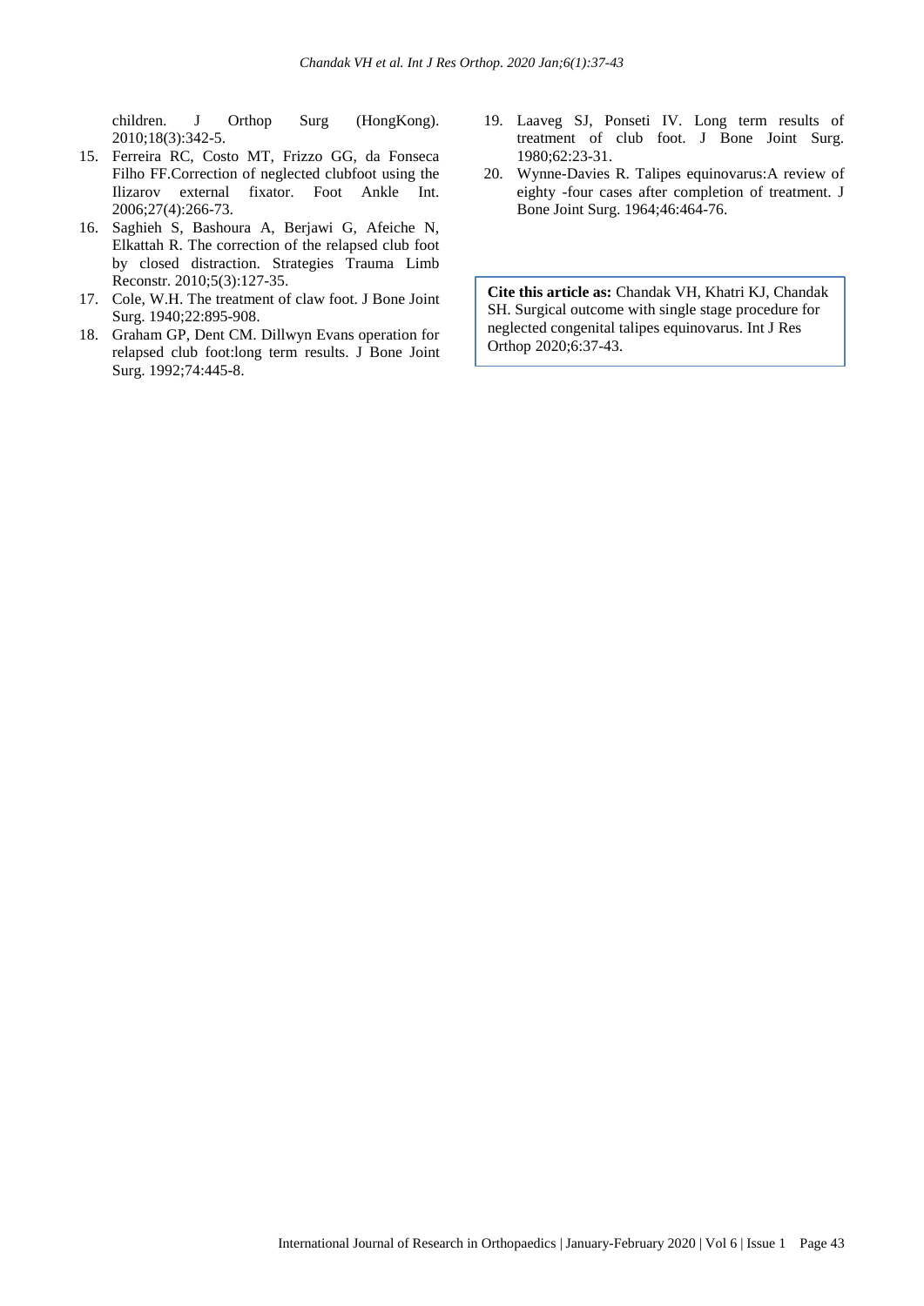children. J Orthop Surg (HongKong). 2010;18(3):342-5.

15. Ferreira RC, Costo MT, Frizzo GG, da Fonseca Filho FF.Correction of neglected clubfoot using the Ilizarov external fixator. Foot Ankle Int. 2006;27(4):266-73.
16. Saghieh S, Bashoura A, Berjawi G, Afeiche N, Elkattah R. The correction of the relapsed club foot by closed distraction. Strategies Trauma Limb Reconstr. 2010;5(3):127-35.
17. Cole, W.H. The treatment of claw foot. J Bone Joint Surg. 1940;22:895-908.
18. Graham GP, Dent CM. Dillwyn Evans operation for relapsed club foot:long term results. J Bone Joint Surg. 1992;74:445-8.
19. Laaveg SJ, Ponseti IV. Long term results of treatment of club foot. J Bone Joint Surg. 1980;62:23-31.
20. Wynne-Davies R. Talipes equinovarus:A review of eighty -four cases after completion of treatment. J Bone Joint Surg. 1964;46:464-76.

**Cite this article as:** Chandak VH, Khatri KJ, Chandak SH. Surgical outcome with single stage procedure for neglected congenital talipes equinovarus. Int J Res Orthop 2020;6:37-43.